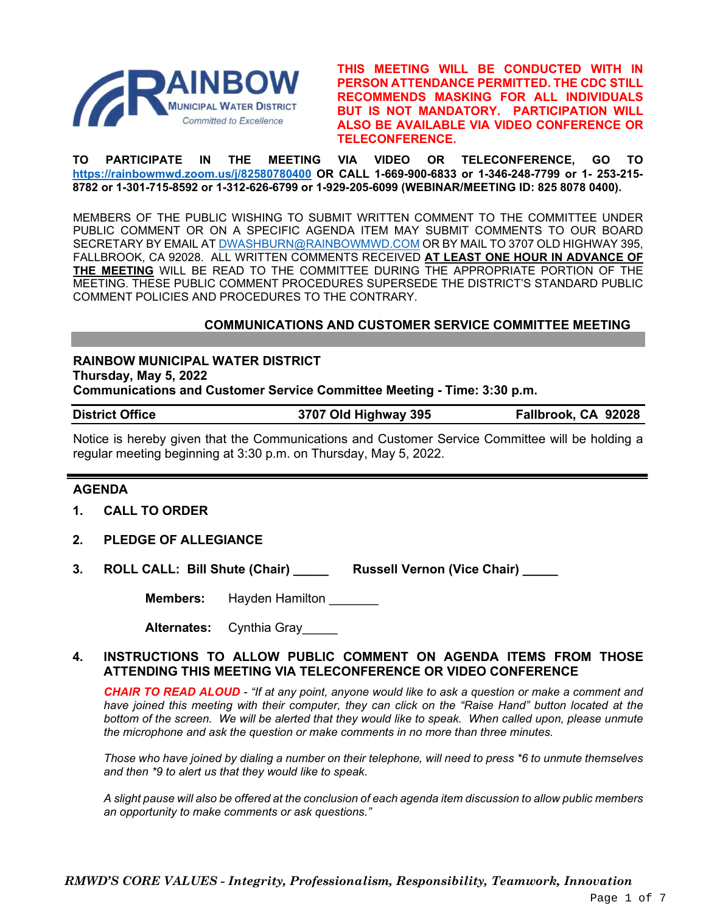**RAINBOW** MUNICIPAL WATER DISTRICT
*Committed to Excellence*

**THIS MEETING WILL BE CONDUCTED WITH IN PERSON ATTENDANCE PERMITTED. THE CDC STILL RECOMMENDS MASKING FOR ALL INDIVIDUALS BUT IS NOT MANDATORY. PARTICIPATION WILL ALSO BE AVAILABLE VIA VIDEO CONFERENCE OR TELECONFERENCE.**

**TO PARTICIPATE IN THE MEETING VIA VIDEO OR TELECONFERENCE, GO TO https://rainbowmwd.zoom.us/j/82580780400 OR CALL 1-669-900-6833 or 1-346-248-7799 or 1- 253-215-8782 or 1-301-715-8592 or 1-312-626-6799 or 1-929-205-6099 (WEBINAR/MEETING ID: 825 8078 0400).**

MEMBERS OF THE PUBLIC WISHING TO SUBMIT WRITTEN COMMENT TO THE COMMITTEE UNDER PUBLIC COMMENT OR ON A SPECIFIC AGENDA ITEM MAY SUBMIT COMMENTS TO OUR BOARD SECRETARY BY EMAIL AT DWASHBURN@RAINBOWMWD.COM OR BY MAIL TO 3707 OLD HIGHWAY 395, FALLBROOK, CA 92028. ALL WRITTEN COMMENTS RECEIVED **AT LEAST ONE HOUR IN ADVANCE OF THE MEETING** WILL BE READ TO THE COMMITTEE DURING THE APPROPRIATE PORTION OF THE MEETING. THESE PUBLIC COMMENT PROCEDURES SUPERSEDE THE DISTRICT'S STANDARD PUBLIC COMMENT POLICIES AND PROCEDURES TO THE CONTRARY.

## COMMUNICATIONS AND CUSTOMER SERVICE COMMITTEE MEETING

**RAINBOW MUNICIPAL WATER DISTRICT**
**Thursday, May 5, 2022**
**Communications and Customer Service Committee Meeting - Time: 3:30 p.m.**

| District Office | 3707 Old Highway 395 | Fallbrook, CA 92028 |
|---|---|---|

Notice is hereby given that the Communications and Customer Service Committee will be holding a regular meeting beginning at 3:30 p.m. on Thursday, May 5, 2022.

## AGENDA

1. **CALL TO ORDER**

2. **PLEDGE OF ALLEGIANCE**

3. **ROLL CALL: Bill Shute (Chair) _____ Russell Vernon (Vice Chair) _____**

   **Members:** Hayden Hamilton _______

   **Alternates:** Cynthia Gray_____

4. **INSTRUCTIONS TO ALLOW PUBLIC COMMENT ON AGENDA ITEMS FROM THOSE ATTENDING THIS MEETING VIA TELECONFERENCE OR VIDEO CONFERENCE**

   ***CHAIR TO READ ALOUD*** - *"If at any point, anyone would like to ask a question or make a comment and have joined this meeting with their computer, they can click on the "Raise Hand" button located at the bottom of the screen. We will be alerted that they would like to speak. When called upon, please unmute the microphone and ask the question or make comments in no more than three minutes.*

   *Those who have joined by dialing a number on their telephone, will need to press *6 to unmute themselves and then *9 to alert us that they would like to speak.*

   *A slight pause will also be offered at the conclusion of each agenda item discussion to allow public members an opportunity to make comments or ask questions."*

*RMWD'S CORE VALUES - Integrity, Professionalism, Responsibility, Teamwork, Innovation*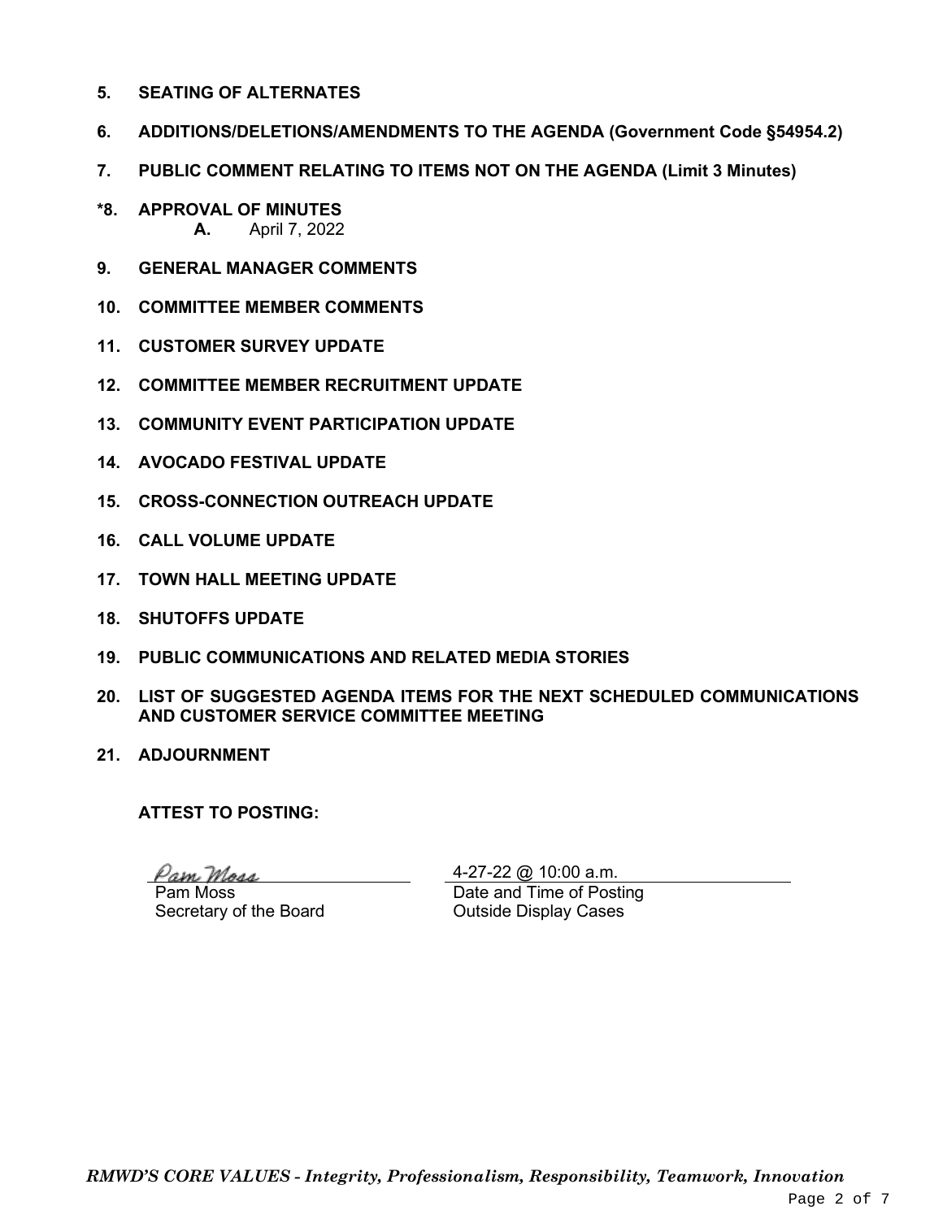**5. SEATING OF ALTERNATES**

**6. ADDITIONS/DELETIONS/AMENDMENTS TO THE AGENDA (Government Code §54954.2)**

**7. PUBLIC COMMENT RELATING TO ITEMS NOT ON THE AGENDA (Limit 3 Minutes)**

**\*8. APPROVAL OF MINUTES**

  **A.** April 7, 2022

**9. GENERAL MANAGER COMMENTS**

**10. COMMITTEE MEMBER COMMENTS**

**11. CUSTOMER SURVEY UPDATE**

**12. COMMITTEE MEMBER RECRUITMENT UPDATE**

**13. COMMUNITY EVENT PARTICIPATION UPDATE**

**14. AVOCADO FESTIVAL UPDATE**

**15. CROSS-CONNECTION OUTREACH UPDATE**

**16. CALL VOLUME UPDATE**

**17. TOWN HALL MEETING UPDATE**

**18. SHUTOFFS UPDATE**

**19. PUBLIC COMMUNICATIONS AND RELATED MEDIA STORIES**

**20. LIST OF SUGGESTED AGENDA ITEMS FOR THE NEXT SCHEDULED COMMUNICATIONS AND CUSTOMER SERVICE COMMITTEE MEETING**

**21. ADJOURNMENT**

**ATTEST TO POSTING:**

*Pam Moss*
Pam Moss
Secretary of the Board

4-27-22 @ 10:00 a.m.
Date and Time of Posting
Outside Display Cases

***RMWD'S CORE VALUES - Integrity, Professionalism, Responsibility, Teamwork, Innovation***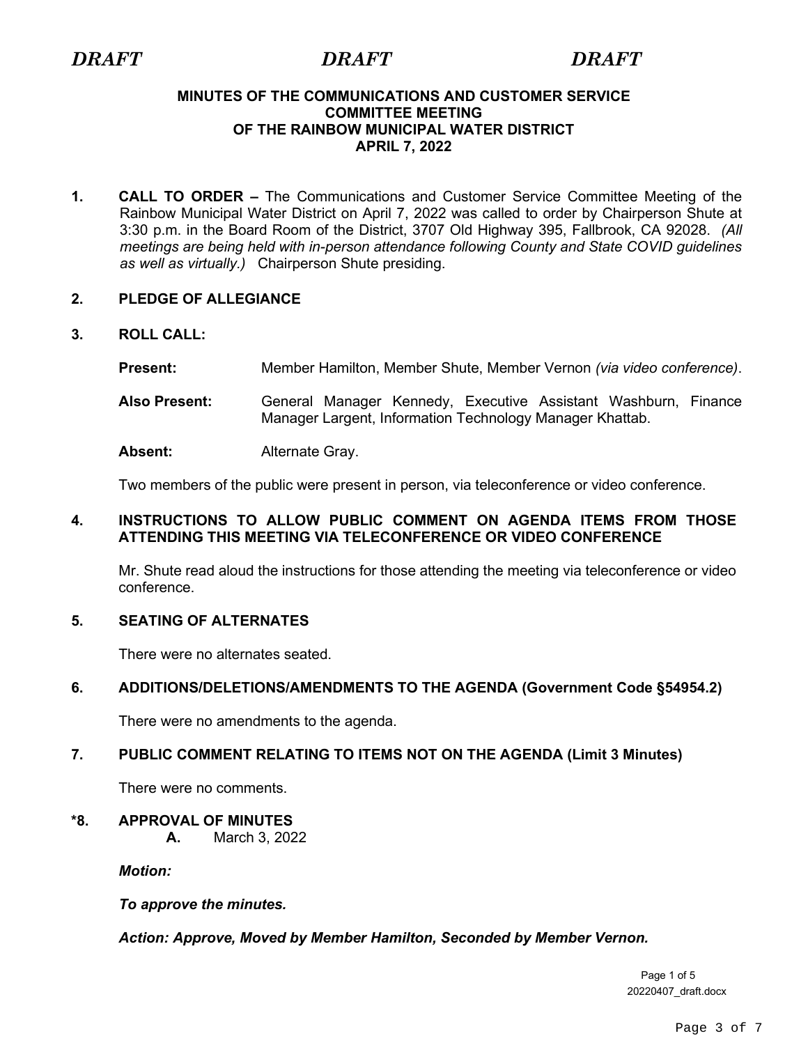*DRAFT* *DRAFT* *DRAFT*

**MINUTES OF THE COMMUNICATIONS AND CUSTOMER SERVICE COMMITTEE MEETING OF THE RAINBOW MUNICIPAL WATER DISTRICT APRIL 7, 2022**

**1. CALL TO ORDER –** The Communications and Customer Service Committee Meeting of the Rainbow Municipal Water District on April 7, 2022 was called to order by Chairperson Shute at 3:30 p.m. in the Board Room of the District, 3707 Old Highway 395, Fallbrook, CA 92028. *(All meetings are being held with in-person attendance following County and State COVID guidelines as well as virtually.)* Chairperson Shute presiding.

**2. PLEDGE OF ALLEGIANCE**

**3. ROLL CALL:**

**Present:** Member Hamilton, Member Shute, Member Vernon *(via video conference)*.

**Also Present:** General Manager Kennedy, Executive Assistant Washburn, Finance Manager Largent, Information Technology Manager Khattab.

**Absent:** Alternate Gray.

Two members of the public were present in person, via teleconference or video conference.

**4. INSTRUCTIONS TO ALLOW PUBLIC COMMENT ON AGENDA ITEMS FROM THOSE ATTENDING THIS MEETING VIA TELECONFERENCE OR VIDEO CONFERENCE**

Mr. Shute read aloud the instructions for those attending the meeting via teleconference or video conference.

**5. SEATING OF ALTERNATES**

There were no alternates seated.

**6. ADDITIONS/DELETIONS/AMENDMENTS TO THE AGENDA (Government Code §54954.2)**

There were no amendments to the agenda.

**7. PUBLIC COMMENT RELATING TO ITEMS NOT ON THE AGENDA (Limit 3 Minutes)**

There were no comments.

**\*8. APPROVAL OF MINUTES**

**A.** March 3, 2022

***Motion:***

***To approve the minutes.***

***Action: Approve, Moved by Member Hamilton, Seconded by Member Vernon.***

20220407_draft.docx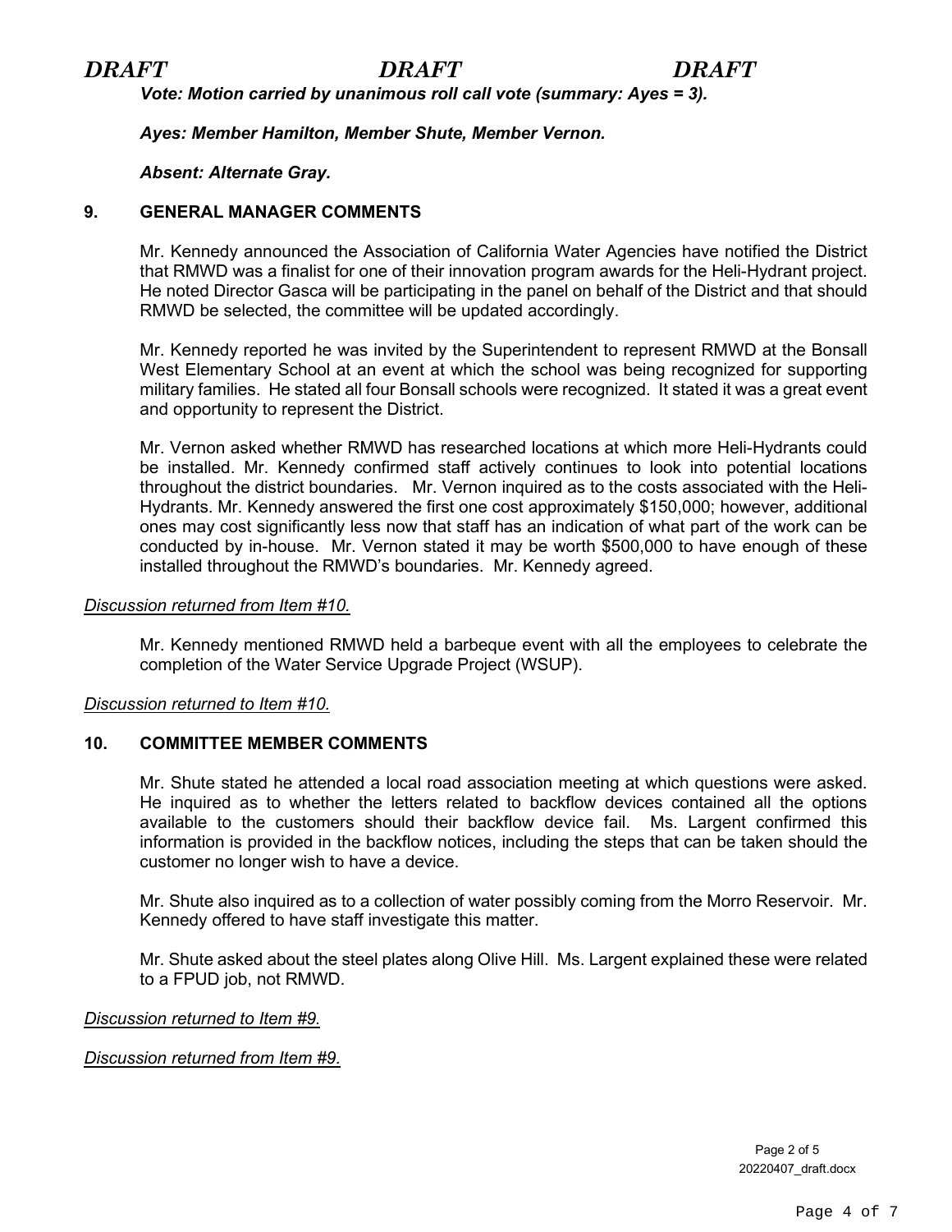*Vote: Motion carried by unanimous roll call vote (summary: Ayes = 3).*

*Ayes: Member Hamilton, Member Shute, Member Vernon.*

*Absent: Alternate Gray.*

**9. GENERAL MANAGER COMMENTS**

Mr. Kennedy announced the Association of California Water Agencies have notified the District that RMWD was a finalist for one of their innovation program awards for the Heli-Hydrant project. He noted Director Gasca will be participating in the panel on behalf of the District and that should RMWD be selected, the committee will be updated accordingly.

Mr. Kennedy reported he was invited by the Superintendent to represent RMWD at the Bonsall West Elementary School at an event at which the school was being recognized for supporting military families. He stated all four Bonsall schools were recognized. It stated it was a great event and opportunity to represent the District.

Mr. Vernon asked whether RMWD has researched locations at which more Heli-Hydrants could be installed. Mr. Kennedy confirmed staff actively continues to look into potential locations throughout the district boundaries. Mr. Vernon inquired as to the costs associated with the Heli-Hydrants. Mr. Kennedy answered the first one cost approximately $150,000; however, additional ones may cost significantly less now that staff has an indication of what part of the work can be conducted by in-house. Mr. Vernon stated it may be worth $500,000 to have enough of these installed throughout the RMWD's boundaries. Mr. Kennedy agreed.

<u>*Discussion returned from Item #10.*</u>

Mr. Kennedy mentioned RMWD held a barbeque event with all the employees to celebrate the completion of the Water Service Upgrade Project (WSUP).

<u>*Discussion returned to Item #10.*</u>

**10. COMMITTEE MEMBER COMMENTS**

Mr. Shute stated he attended a local road association meeting at which questions were asked. He inquired as to whether the letters related to backflow devices contained all the options available to the customers should their backflow device fail. Ms. Largent confirmed this information is provided in the backflow notices, including the steps that can be taken should the customer no longer wish to have a device.

Mr. Shute also inquired as to a collection of water possibly coming from the Morro Reservoir. Mr. Kennedy offered to have staff investigate this matter.

Mr. Shute asked about the steel plates along Olive Hill. Ms. Largent explained these were related to a FPUD job, not RMWD.

<u>*Discussion returned to Item #9.*</u>

<u>*Discussion returned from Item #9.*</u>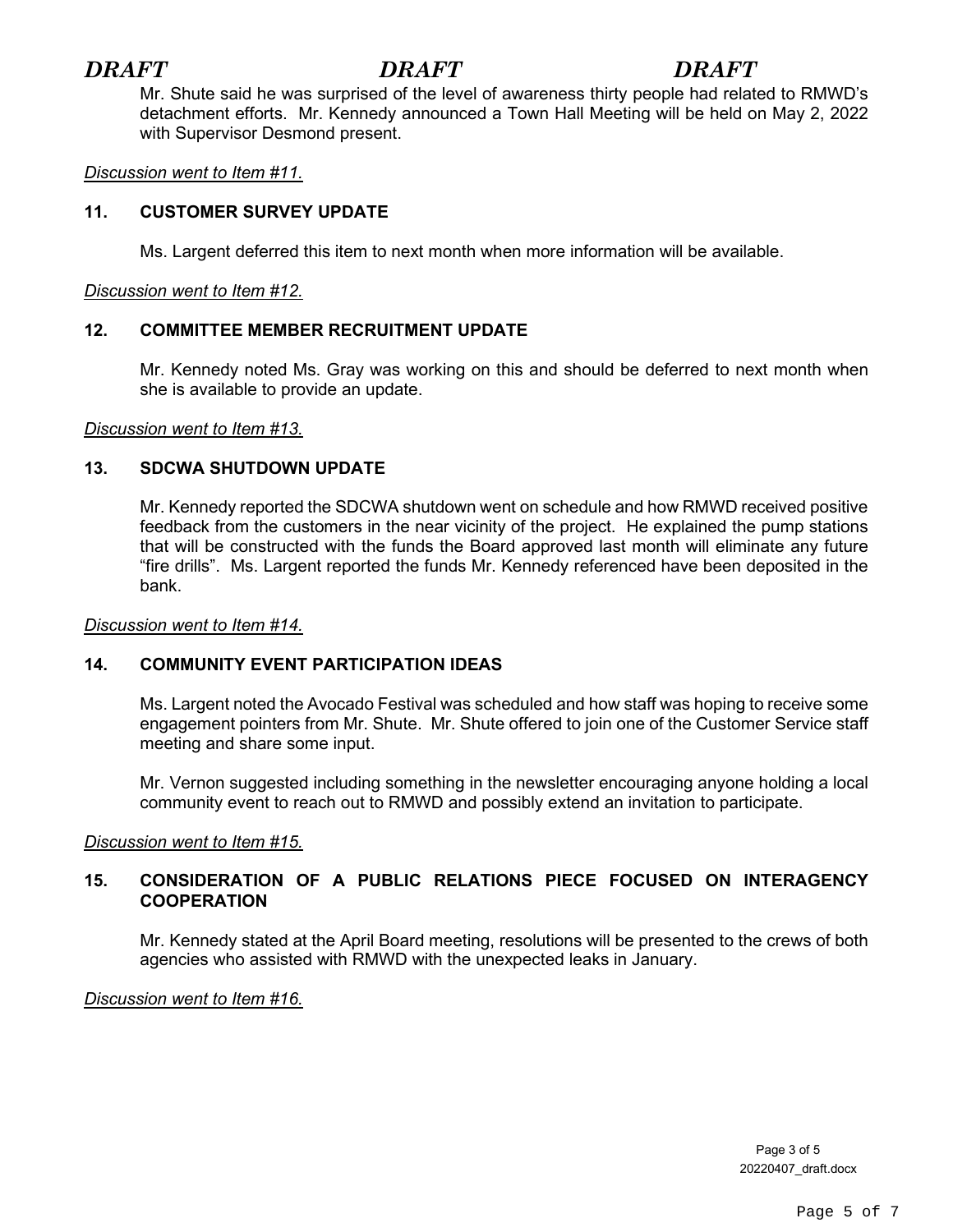*DRAFT* *DRAFT* *DRAFT*

Mr. Shute said he was surprised of the level of awareness thirty people had related to RMWD's detachment efforts. Mr. Kennedy announced a Town Hall Meeting will be held on May 2, 2022 with Supervisor Desmond present.

*Discussion went to Item #11.*

### 11. CUSTOMER SURVEY UPDATE

Ms. Largent deferred this item to next month when more information will be available.

*Discussion went to Item #12.*

### 12. COMMITTEE MEMBER RECRUITMENT UPDATE

Mr. Kennedy noted Ms. Gray was working on this and should be deferred to next month when she is available to provide an update.

*Discussion went to Item #13.*

### 13. SDCWA SHUTDOWN UPDATE

Mr. Kennedy reported the SDCWA shutdown went on schedule and how RMWD received positive feedback from the customers in the near vicinity of the project. He explained the pump stations that will be constructed with the funds the Board approved last month will eliminate any future "fire drills". Ms. Largent reported the funds Mr. Kennedy referenced have been deposited in the bank.

*Discussion went to Item #14.*

### 14. COMMUNITY EVENT PARTICIPATION IDEAS

Ms. Largent noted the Avocado Festival was scheduled and how staff was hoping to receive some engagement pointers from Mr. Shute. Mr. Shute offered to join one of the Customer Service staff meeting and share some input.

Mr. Vernon suggested including something in the newsletter encouraging anyone holding a local community event to reach out to RMWD and possibly extend an invitation to participate.

*Discussion went to Item #15.*

### 15. CONSIDERATION OF A PUBLIC RELATIONS PIECE FOCUSED ON INTERAGENCY COOPERATION

Mr. Kennedy stated at the April Board meeting, resolutions will be presented to the crews of both agencies who assisted with RMWD with the unexpected leaks in January.

*Discussion went to Item #16.*

20220407_draft.docx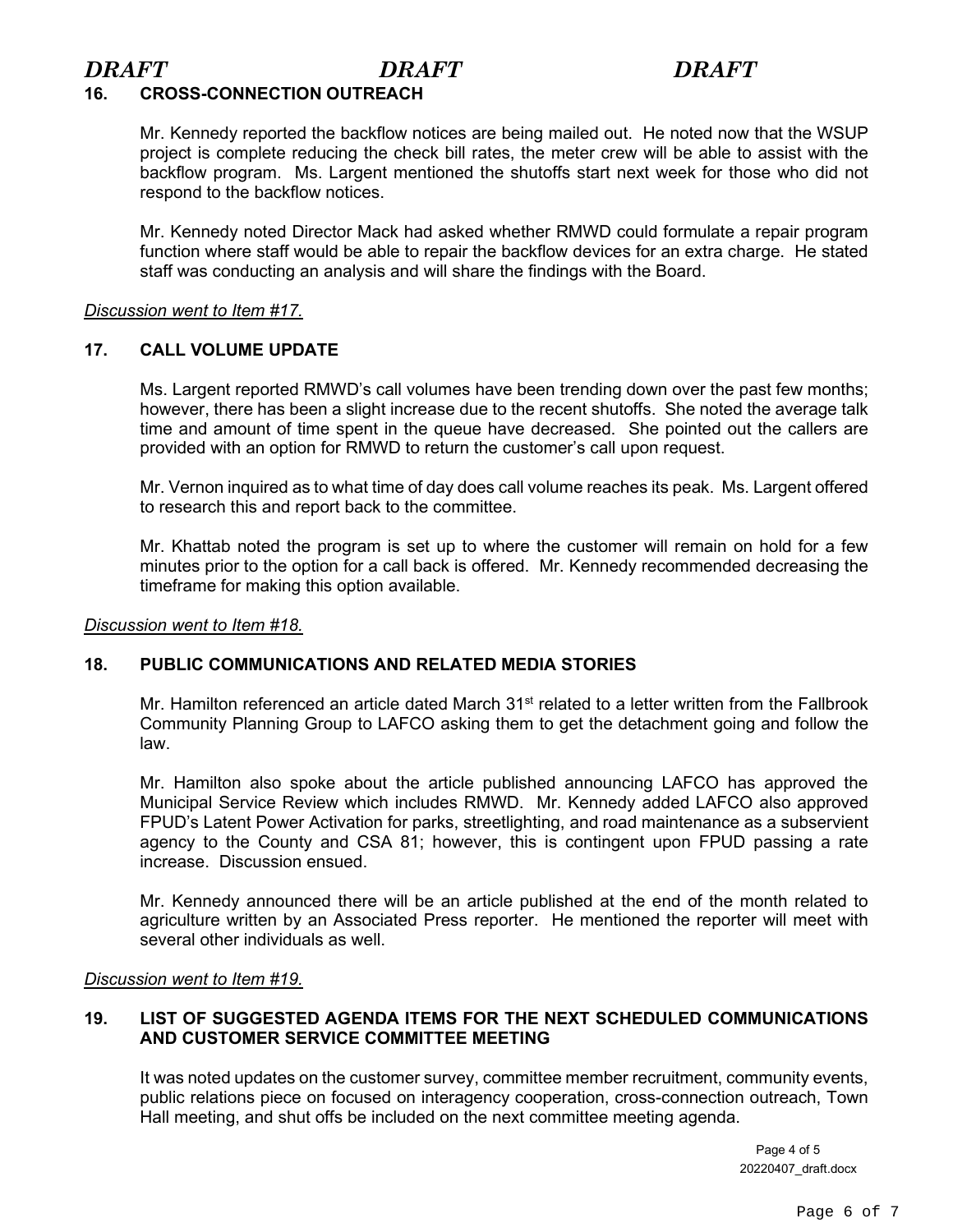*DRAFT* *DRAFT* *DRAFT*

## 16. CROSS-CONNECTION OUTREACH

Mr. Kennedy reported the backflow notices are being mailed out. He noted now that the WSUP project is complete reducing the check bill rates, the meter crew will be able to assist with the backflow program. Ms. Largent mentioned the shutoffs start next week for those who did not respond to the backflow notices.

Mr. Kennedy noted Director Mack had asked whether RMWD could formulate a repair program function where staff would be able to repair the backflow devices for an extra charge. He stated staff was conducting an analysis and will share the findings with the Board.

*Discussion went to Item #17.*

## 17. CALL VOLUME UPDATE

Ms. Largent reported RMWD's call volumes have been trending down over the past few months; however, there has been a slight increase due to the recent shutoffs. She noted the average talk time and amount of time spent in the queue have decreased. She pointed out the callers are provided with an option for RMWD to return the customer's call upon request.

Mr. Vernon inquired as to what time of day does call volume reaches its peak. Ms. Largent offered to research this and report back to the committee.

Mr. Khattab noted the program is set up to where the customer will remain on hold for a few minutes prior to the option for a call back is offered. Mr. Kennedy recommended decreasing the timeframe for making this option available.

*Discussion went to Item #18.*

## 18. PUBLIC COMMUNICATIONS AND RELATED MEDIA STORIES

Mr. Hamilton referenced an article dated March 31st related to a letter written from the Fallbrook Community Planning Group to LAFCO asking them to get the detachment going and follow the law.

Mr. Hamilton also spoke about the article published announcing LAFCO has approved the Municipal Service Review which includes RMWD. Mr. Kennedy added LAFCO also approved FPUD's Latent Power Activation for parks, streetlighting, and road maintenance as a subservient agency to the County and CSA 81; however, this is contingent upon FPUD passing a rate increase. Discussion ensued.

Mr. Kennedy announced there will be an article published at the end of the month related to agriculture written by an Associated Press reporter. He mentioned the reporter will meet with several other individuals as well.

*Discussion went to Item #19.*

## 19. LIST OF SUGGESTED AGENDA ITEMS FOR THE NEXT SCHEDULED COMMUNICATIONS AND CUSTOMER SERVICE COMMITTEE MEETING

It was noted updates on the customer survey, committee member recruitment, community events, public relations piece on focused on interagency cooperation, cross-connection outreach, Town Hall meeting, and shut offs be included on the next committee meeting agenda.

20220407_draft.docx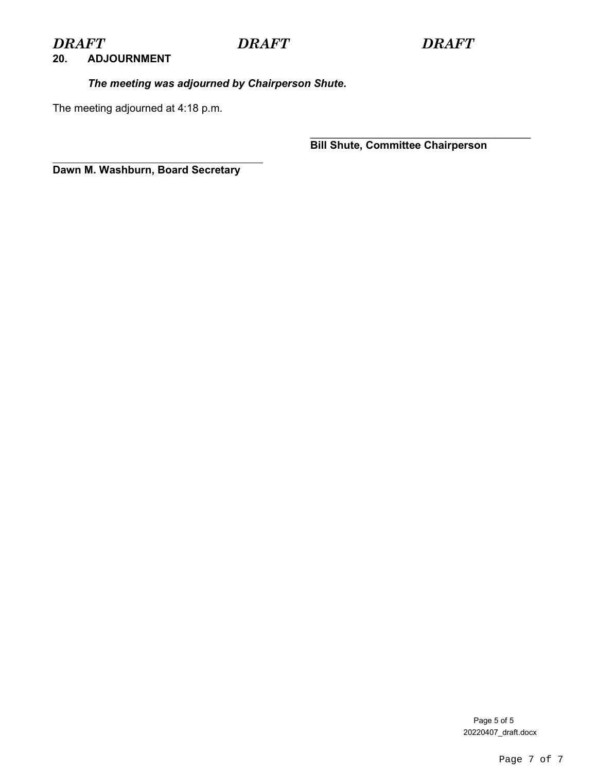*DRAFT* *DRAFT* *DRAFT*

**20. ADJOURNMENT**

***The meeting was adjourned by Chairperson Shute.***

The meeting adjourned at 4:18 p.m.

\_\_\_\_\_\_\_\_\_\_\_\_\_\_\_\_\_\_\_\_\_\_\_\_\_\_\_\_\_\_\_\_\_\_\_\_\_\_
**Bill Shute, Committee Chairperson**

\_\_\_\_\_\_\_\_\_\_\_\_\_\_\_\_\_\_\_\_\_\_\_\_\_\_\_\_\_\_\_\_\_\_\_\_\_\_
**Dawn M. Washburn, Board Secretary**

20220407_draft.docx